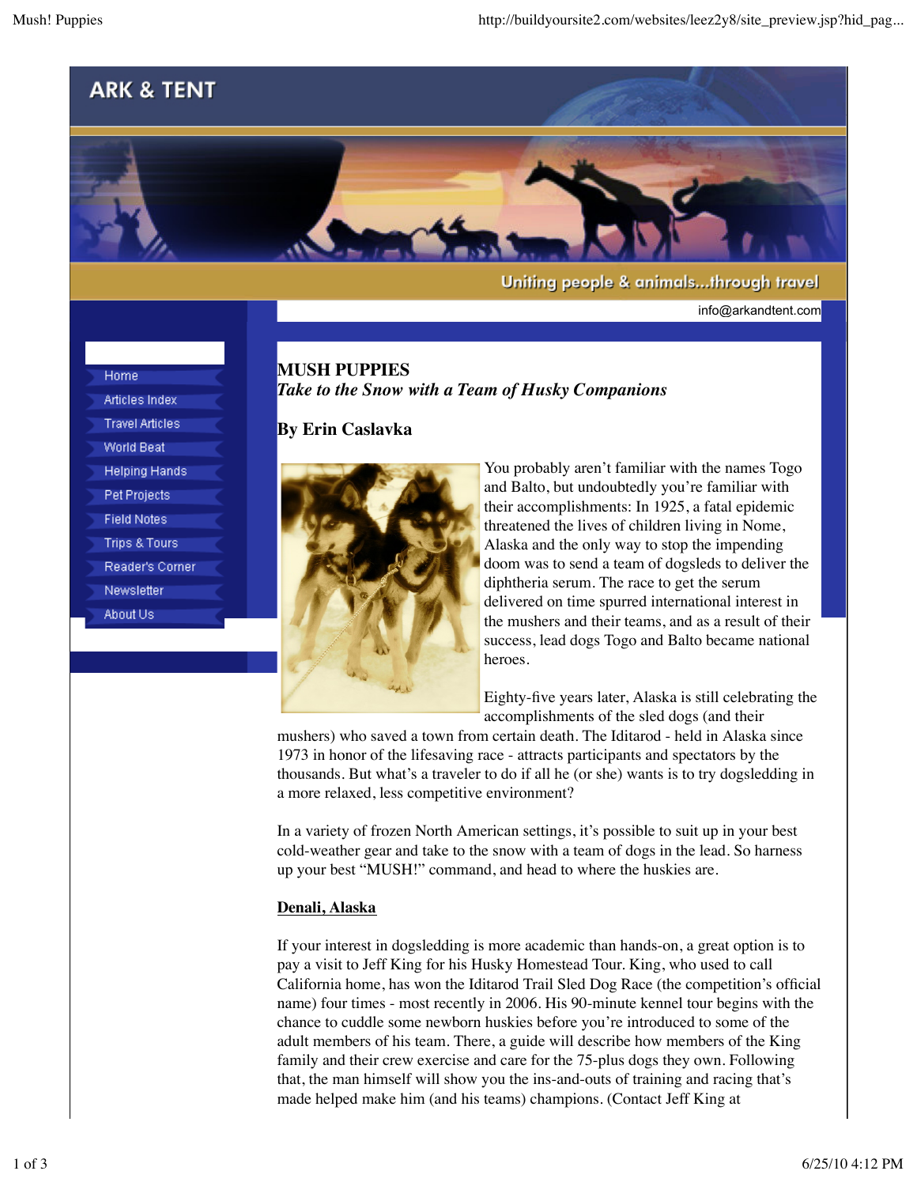ARK & TENT

Uniting people & animals...through travel

info@arkandtent.com

- Home
- Articles Index
- Travel Articles
- World Beat
- Helping Hands
- Pet Projects
- Field Notes
- Trips & Tours
- Reader's Corner
- Newsletter
- About Us

# MUSH PUPPIES

*Take to the Snow with a Team of Husky Companions*

**By Erin Caslavka**

You probably aren't familiar with the names Togo and Balto, but undoubtedly you're familiar with their accomplishments: In 1925, a fatal epidemic threatened the lives of children living in Nome, Alaska and the only way to stop the impending doom was to send a team of dogsleds to deliver the diphtheria serum. The race to get the serum delivered on time spurred international interest in the mushers and their teams, and as a result of their success, lead dogs Togo and Balto became national heroes.

Eighty-five years later, Alaska is still celebrating the accomplishments of the sled dogs (and their mushers) who saved a town from certain death. The Iditarod - held in Alaska since 1973 in honor of the lifesaving race - attracts participants and spectators by the thousands. But what's a traveler to do if all he (or she) wants is to try dogsledding in a more relaxed, less competitive environment?

In a variety of frozen North American settings, it's possible to suit up in your best cold-weather gear and take to the snow with a team of dogs in the lead. So harness up your best "MUSH!" command, and head to where the huskies are.

**<u>Denali, Alaska</u>**

If your interest in dogsledding is more academic than hands-on, a great option is to pay a visit to Jeff King for his Husky Homestead Tour. King, who used to call California home, has won the Iditarod Trail Sled Dog Race (the competition's official name) four times - most recently in 2006. His 90-minute kennel tour begins with the chance to cuddle some newborn huskies before you're introduced to some of the adult members of his team. There, a guide will describe how members of the King family and their crew exercise and care for the 75-plus dogs they own. Following that, the man himself will show you the ins-and-outs of training and racing that's made helped make him (and his teams) champions. (Contact Jeff King at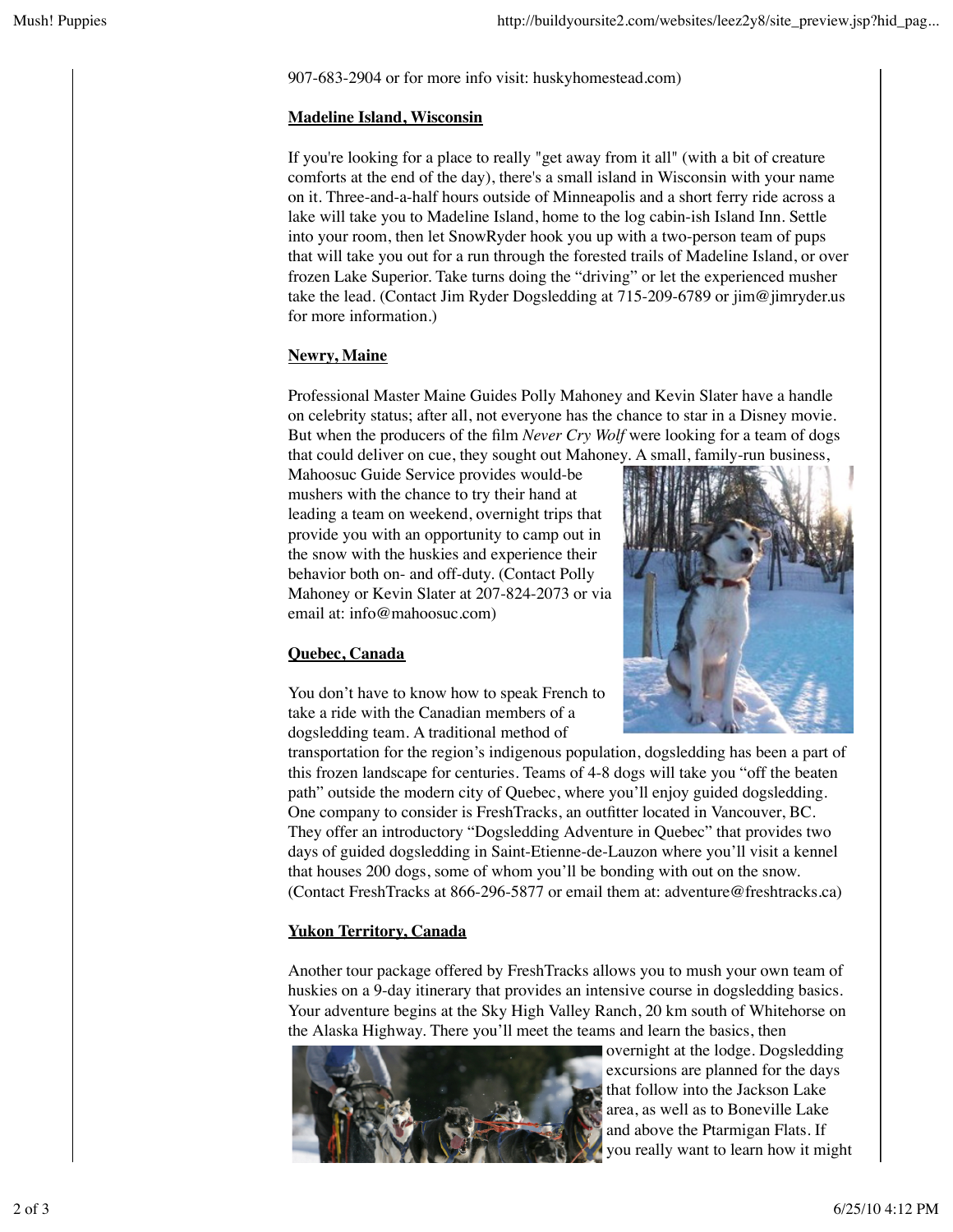907-683-2904 or for more info visit: huskyhomestead.com)

### Madeline Island, Wisconsin

If you're looking for a place to really "get away from it all" (with a bit of creature comforts at the end of the day), there's a small island in Wisconsin with your name on it. Three-and-a-half hours outside of Minneapolis and a short ferry ride across a lake will take you to Madeline Island, home to the log cabin-ish Island Inn. Settle into your room, then let SnowRyder hook you up with a two-person team of pups that will take you out for a run through the forested trails of Madeline Island, or over frozen Lake Superior. Take turns doing the "driving" or let the experienced musher take the lead. (Contact Jim Ryder Dogsledding at 715-209-6789 or jim@jimryder.us for more information.)

### Newry, Maine

Professional Master Maine Guides Polly Mahoney and Kevin Slater have a handle on celebrity status; after all, not everyone has the chance to star in a Disney movie. But when the producers of the film *Never Cry Wolf* were looking for a team of dogs that could deliver on cue, they sought out Mahoney. A small, family-run business, Mahoosuc Guide Service provides would-be mushers with the chance to try their hand at leading a team on weekend, overnight trips that provide you with an opportunity to camp out in the snow with the huskies and experience their behavior both on- and off-duty. (Contact Polly Mahoney or Kevin Slater at 207-824-2073 or via email at: info@mahoosuc.com)

### Quebec, Canada

You don't have to know how to speak French to take a ride with the Canadian members of a dogsledding team. A traditional method of transportation for the region's indigenous population, dogsledding has been a part of this frozen landscape for centuries. Teams of 4-8 dogs will take you "off the beaten path" outside the modern city of Quebec, where you'll enjoy guided dogsledding. One company to consider is FreshTracks, an outfitter located in Vancouver, BC. They offer an introductory "Dogsledding Adventure in Quebec" that provides two days of guided dogsledding in Saint-Etienne-de-Lauzon where you'll visit a kennel that houses 200 dogs, some of whom you'll be bonding with out on the snow. (Contact FreshTracks at 866-296-5877 or email them at: adventure@freshtracks.ca)

### Yukon Territory, Canada

Another tour package offered by FreshTracks allows you to mush your own team of huskies on a 9-day itinerary that provides an intensive course in dogsledding basics. Your adventure begins at the Sky High Valley Ranch, 20 km south of Whitehorse on the Alaska Highway. There you'll meet the teams and learn the basics, then overnight at the lodge. Dogsledding excursions are planned for the days that follow into the Jackson Lake area, as well as to Boneville Lake and above the Ptarmigan Flats. If you really want to learn how it might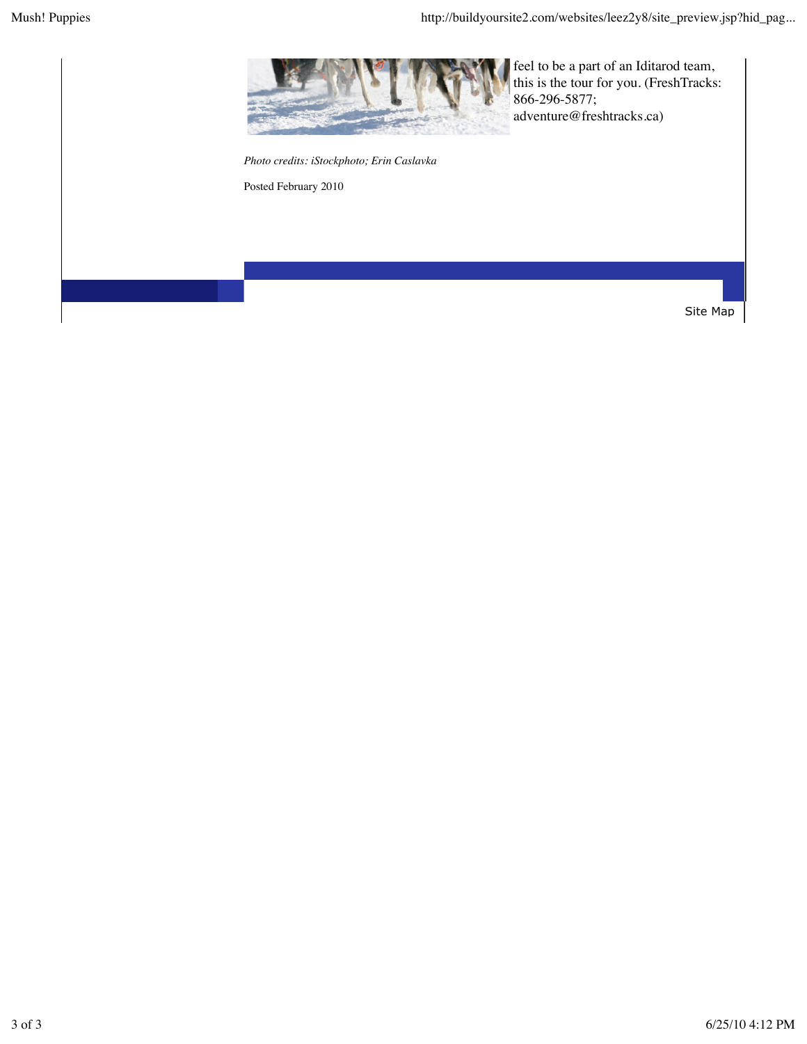feel to be a part of an Iditarod team, this is the tour for you. (FreshTracks: 866-296-5877; adventure@freshtracks.ca)

*Photo credits: iStockphoto; Erin Caslavka*

Posted February 2010

Site Map